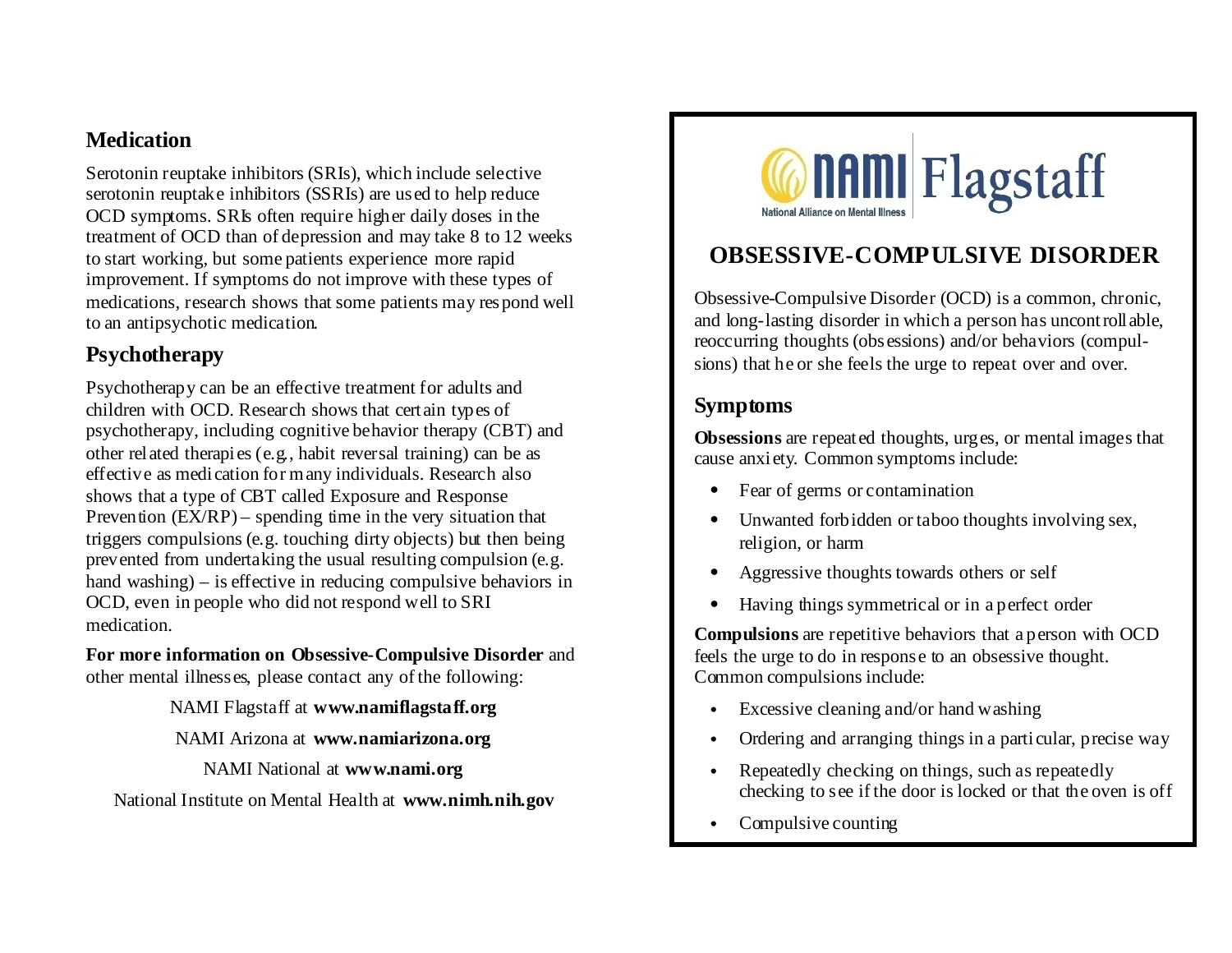## Medication

Serotonin reuptake inhibitors (SRIs), which include selective serotonin reuptake inhibitors (SSRIs) are used to help reduce OCD symptoms. SRIs often require higher daily doses in the treatment of OCD than of depression and may take 8 to 12 weeks to start working, but some patients experience more rapid improvement. If symptoms do not improve with these types of medications, research shows that some patients may respond well to an antipsychotic medication.

## Psychotherapy

Psychotherapy can be an effective treatment for adults and children with OCD. Research shows that certain types of psychotherapy, including cognitive behavior therapy (CBT) and other related therapies (e.g., habit reversal training) can be as effective as medication for many individuals. Research also shows that a type of CBT called Exposure and Response Prevention (EX/RP) – spending time in the very situation that triggers compulsions (e.g. touching dirty objects) but then being prevented from undertaking the usual resulting compulsion (e.g. hand washing) – is effective in reducing compulsive behaviors in OCD, even in people who did not respond well to SRI medication.

**For more information on Obsessive-Compulsive Disorder** and other mental illnesses, please contact any of the following:

NAMI Flagstaff at **www.namiflagstaff.org**

NAMI Arizona at **www.namiarizona.org**

NAMI National at **www.nami.org**

National Institute on Mental Health at **www.nimh.nih.gov**

NAMI Flagstaff
National Alliance on Mental Illness

# OBSESSIVE-COMPULSIVE DISORDER

Obsessive-Compulsive Disorder (OCD) is a common, chronic, and long-lasting disorder in which a person has uncontrollable, reoccurring thoughts (obsessions) and/or behaviors (compulsions) that he or she feels the urge to repeat over and over.

## Symptoms

**Obsessions** are repeated thoughts, urges, or mental images that cause anxiety. Common symptoms include:

- Fear of germs or contamination
- Unwanted forbidden or taboo thoughts involving sex, religion, or harm
- Aggressive thoughts towards others or self
- Having things symmetrical or in a perfect order

**Compulsions** are repetitive behaviors that a person with OCD feels the urge to do in response to an obsessive thought. Common compulsions include:

- Excessive cleaning and/or hand washing
- Ordering and arranging things in a particular, precise way
- Repeatedly checking on things, such as repeatedly checking to see if the door is locked or that the oven is off
- Compulsive counting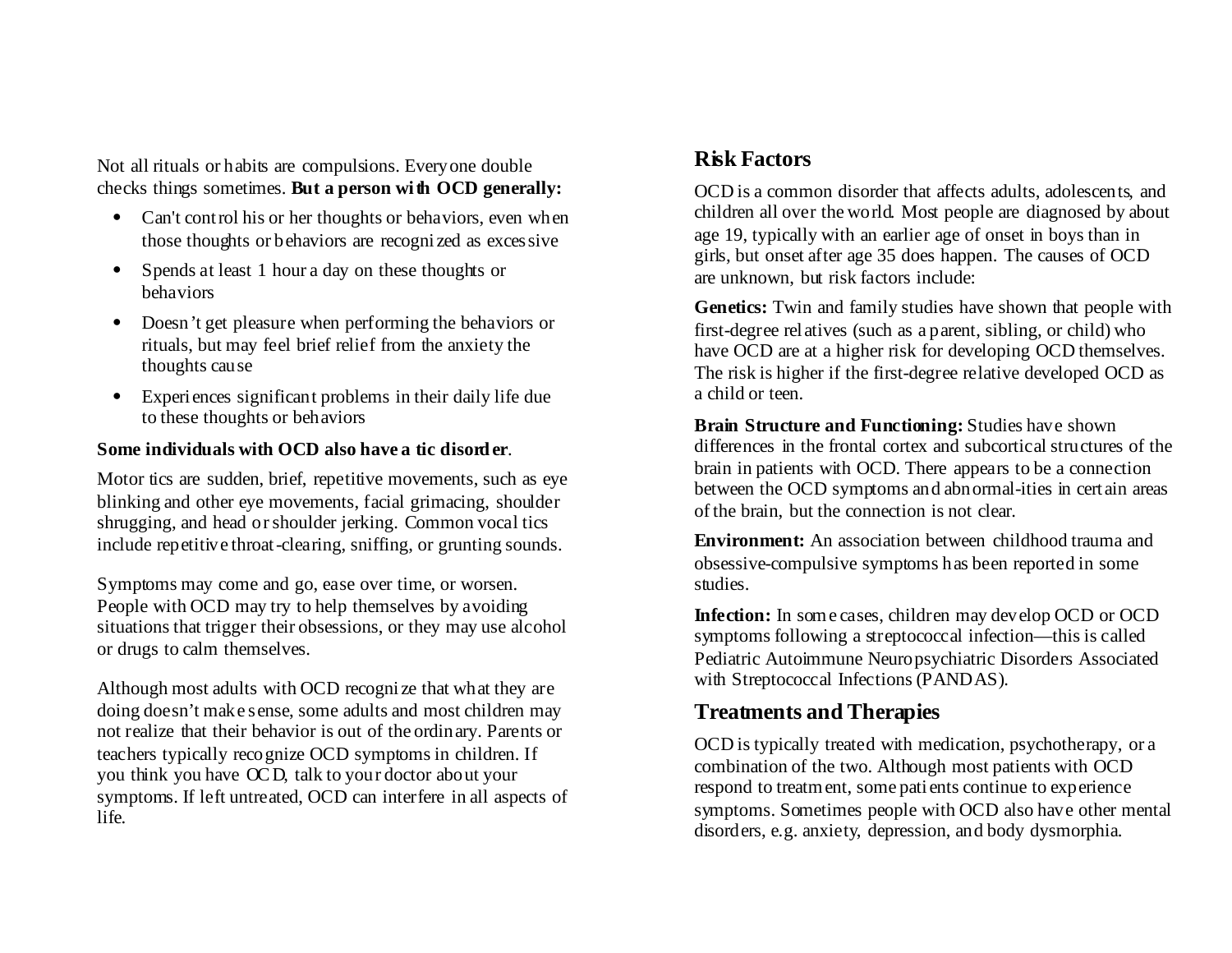Not all rituals or habits are compulsions. Everyone double checks things sometimes. **But a person with OCD generally:**

- Can't control his or her thoughts or behaviors, even when those thoughts or behaviors are recognized as excessive
- Spends at least 1 hour a day on these thoughts or behaviors
- Doesn't get pleasure when performing the behaviors or rituals, but may feel brief relief from the anxiety the thoughts cause
- Experiences significant problems in their daily life due to these thoughts or behaviors

**Some individuals with OCD also have a tic disorder**.

Motor tics are sudden, brief, repetitive movements, such as eye blinking and other eye movements, facial grimacing, shoulder shrugging, and head or shoulder jerking. Common vocal tics include repetitive throat-clearing, sniffing, or grunting sounds.

Symptoms may come and go, ease over time, or worsen. People with OCD may try to help themselves by avoiding situations that trigger their obsessions, or they may use alcohol or drugs to calm themselves.

Although most adults with OCD recognize that what they are doing doesn't make sense, some adults and most children may not realize that their behavior is out of the ordinary. Parents or teachers typically recognize OCD symptoms in children. If you think you have OCD, talk to your doctor about your symptoms. If left untreated, OCD can interfere in all aspects of life.

## Risk Factors

OCD is a common disorder that affects adults, adolescents, and children all over the world. Most people are diagnosed by about age 19, typically with an earlier age of onset in boys than in girls, but onset after age 35 does happen. The causes of OCD are unknown, but risk factors include:

**Genetics:** Twin and family studies have shown that people with first-degree relatives (such as a parent, sibling, or child) who have OCD are at a higher risk for developing OCD themselves. The risk is higher if the first-degree relative developed OCD as a child or teen.

**Brain Structure and Functioning:** Studies have shown differences in the frontal cortex and subcortical structures of the brain in patients with OCD. There appears to be a connection between the OCD symptoms and abnormal-ities in certain areas of the brain, but the connection is not clear.

**Environment:** An association between childhood trauma and obsessive-compulsive symptoms has been reported in some studies.

**Infection:** In some cases, children may develop OCD or OCD symptoms following a streptococcal infection—this is called Pediatric Autoimmune Neuropsychiatric Disorders Associated with Streptococcal Infections (PANDAS).

## Treatments and Therapies

OCD is typically treated with medication, psychotherapy, or a combination of the two. Although most patients with OCD respond to treatment, some patients continue to experience symptoms. Sometimes people with OCD also have other mental disorders, e.g. anxiety, depression, and body dysmorphia.